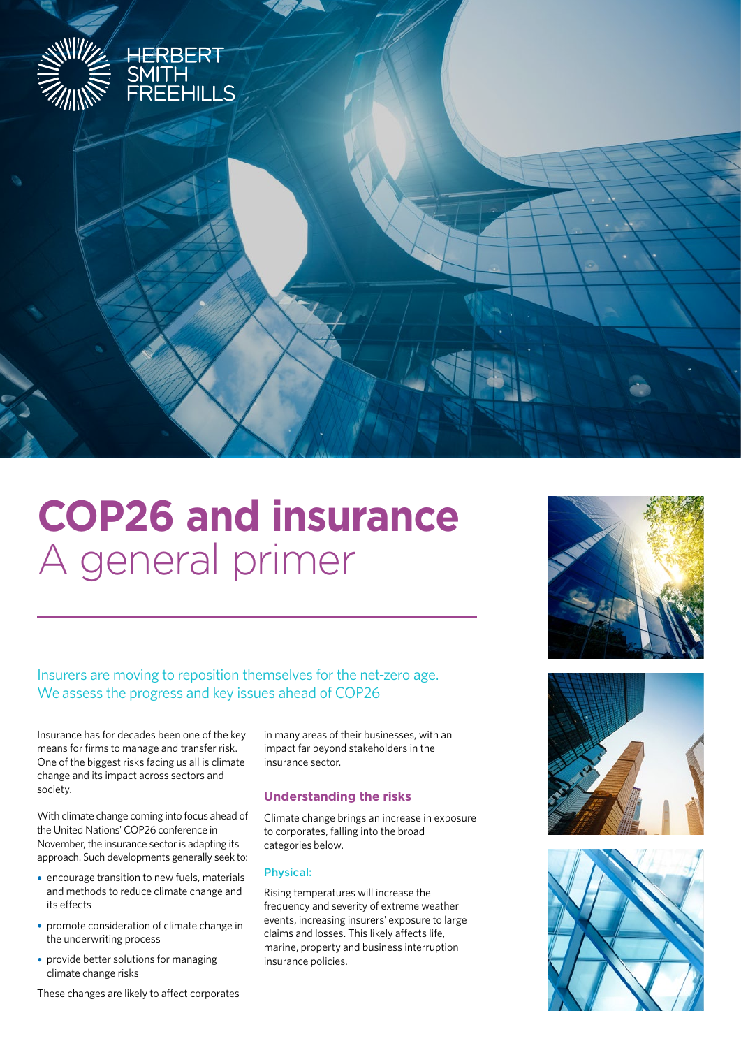HERBERT SMITH FREEHILLS

# COP26 and insurance

## A general primer

Insurers are moving to reposition themselves for the net-zero age. We assess the progress and key issues ahead of COP26

Insurance has for decades been one of the key means for firms to manage and transfer risk. One of the biggest risks facing us all is climate change and its impact across sectors and society.

With climate change coming into focus ahead of the United Nations' COP26 conference in November, the insurance sector is adapting its approach. Such developments generally seek to:

- encourage transition to new fuels, materials and methods to reduce climate change and its effects
- promote consideration of climate change in the underwriting process
- provide better solutions for managing climate change risks

These changes are likely to affect corporates in many areas of their businesses, with an impact far beyond stakeholders in the insurance sector.

### Understanding the risks

Climate change brings an increase in exposure to corporates, falling into the broad categories below.

#### Physical:

Rising temperatures will increase the frequency and severity of extreme weather events, increasing insurers' exposure to large claims and losses. This likely affects life, marine, property and business interruption insurance policies.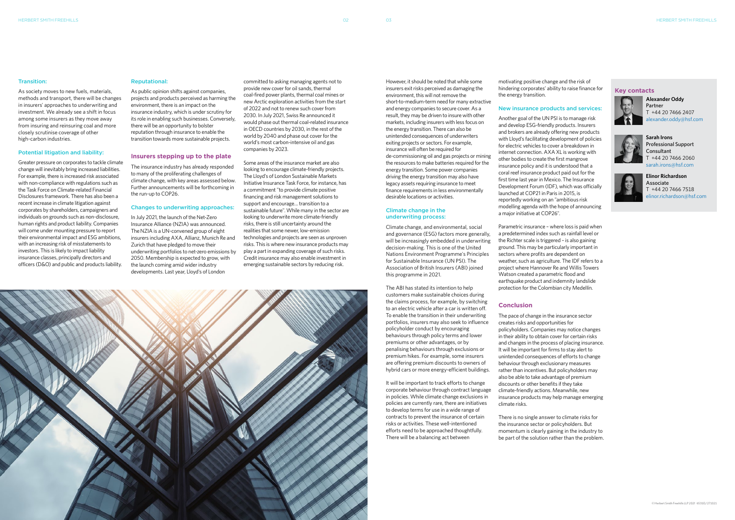### Transition:

As society moves to new fuels, materials, methods and transport, there will be changes in insurers' approaches to underwriting and investment. We already see a shift in focus among some insurers as they move away from insuring and reinsuring coal and more closely scrutinise coverage of other high-carbon industries.

### Potential litigation and liability:

Greater pressure on corporates to tackle climate change will inevitably bring increased liabilities. For example, there is increased risk associated with non-compliance with regulations such as the Task Force on Climate-related Financial Disclosures framework. There has also been a recent increase in climate litigation against corporates by shareholders, campaigners and individuals on grounds such as non-disclosure, human rights and product liability. Companies will come under mounting pressure to report their environmental impact and ESG ambitions, with an increasing risk of misstatements to investors. This is likely to impact liability insurance classes, principally directors and officers (D&O) and public and products liability.

### Reputational:

As public opinion shifts against companies, projects and products perceived as harming the environment, there is an impact on the insurance industry, which is under scrutiny for its role in enabling such businesses. Conversely, there will be an opportunity to bolster reputation through insurance to enable the transition towards more sustainable projects.

## Insurers stepping up to the plate

The insurance industry has already responded to many of the proliferating challenges of climate change, with key areas assessed below. Further announcements will be forthcoming in the run-up to COP26.

### Changes to underwriting approaches:

In July 2021, the launch of the Net-Zero Insurance Alliance (NZIA) was announced. The NZIA is a UN-convened group of eight insurers including AXA, Allianz, Munich Re and Zurich that have pledged to move their underwriting portfolios to net-zero emissions by 2050. Membership is expected to grow, with the launch coming amid wider industry developments. Last year, Lloyd's of London committed to asking managing agents not to provide new cover for oil sands, thermal coal-fired power plants, thermal coal mines or new Arctic exploration activities from the start of 2022 and not to renew such cover from 2030. In July 2021, Swiss Re announced it would phase out thermal coal-related insurance in OECD countries by 2030, in the rest of the world by 2040 and phase out cover for the world's most carbon-intensive oil and gas companies by 2023.

Some areas of the insurance market are also looking to encourage climate-friendly projects. The Lloyd's of London Sustainable Markets Initiative Insurance Task Force, for instance, has a commitment "to provide climate positive financing and risk management solutions to support and encourage… transition to a sustainable future". While many in the sector are looking to underwrite more climate-friendly risks, there is still uncertainty around the realities that some newer, low-emission technologies and projects are seen as unproven risks. This is where new insurance products may play a part in expanding coverage of such risks. Credit insurance may also enable investment in emerging sustainable sectors by reducing risk.

However, it should be noted that while some insurers exit risks perceived as damaging the environment, this will not remove the short-to-medium-term need for many extractive and energy companies to secure cover. As a result, they may be driven to insure with other markets, including insurers with less focus on the energy transition. There can also be unintended consequences of underwriters exiting projects or sectors. For example, insurance will often be required for de-commissioning oil and gas projects or mining the resources to make batteries required for the energy transition. Some power companies driving the energy transition may also have legacy assets requiring insurance to meet finance requirements in less environmentally desirable locations or activities.

### Climate change in the underwriting process:

Climate change, and environmental, social and governance (ESG) factors more generally, will be increasingly embedded in underwriting decision-making. This is one of the United Nations Environment Programme's Principles for Sustainable Insurance (UN PSI). The Association of British Insurers (ABI) joined this programme in 2021.

The ABI has stated its intention to help customers make sustainable choices during the claims process, for example, by switching to an electric vehicle after a car is written off. To enable the transition in their underwriting portfolios, insurers may also seek to influence policyholder conduct by encouraging behaviours through policy terms and lower premiums or other advantages, or by penalising behaviours through exclusions or premium hikes. For example, some insurers are offering premium discounts to owners of hybrid cars or more energy-efficient buildings.

It will be important to track efforts to change corporate behaviour through contract language in policies. While climate change exclusions in policies are currently rare, there are initiatives to develop terms for use in a wide range of contracts to prevent the insurance of certain risks or activities. These well-intentioned efforts need to be approached thoughtfully. There will be a balancing act between motivating positive change and the risk of hindering corporates' ability to raise finance for the energy transition.

### New insurance products and services:

Another goal of the UN PSI is to manage risk and develop ESG-friendly products. Insurers and brokers are already offering new products with Lloyd's facilitating development of policies for electric vehicles to cover a breakdown in internet connection. AXA XL is working with other bodies to create the first mangrove insurance policy and it is understood that a coral reef insurance product paid out for the first time last year in Mexico. The Insurance Development Forum (IDF), which was officially launched at COP21 in Paris in 2015, is reportedly working on an "ambitious risk modelling agenda with the hope of announcing a major initiative at COP26".

Parametric insurance – where loss is paid when a predetermined index such as rainfall level or the Richter scale is triggered – is also gaining ground. This may be particularly important in sectors where profits are dependent on weather, such as agriculture. The IDF refers to a project where Hannover Re and Willis Towers Watson created a parametric flood and earthquake product and indemnity landslide protection for the Colombian city Medellín.

## Conclusion

The pace of change in the insurance sector creates risks and opportunities for policyholders. Companies may notice changes in their ability to obtain cover for certain risks and changes in the process of placing insurance. It will be important for firms to stay alert to unintended consequences of efforts to change behaviour through exclusionary measures rather than incentives. But policyholders may also be able to take advantage of premium discounts or other benefits if they take climate-friendly actions. Meanwhile, new insurance products may help manage emerging climate risks.

There is no single answer to climate risks for the insurance sector or policyholders. But momentum is clearly gaining in the industry to be part of the solution rather than the problem.

## Key contacts

**Alexander Oddy**
Partner
T +44 20 7466 2407
alexander.oddy@hsf.com

**Sarah Irons**
Professional Support Consultant
T +44 20 7466 2060
sarah.irons@hsf.com

**Elinor Richardson**
Associate
T +44 20 7466 7518
elinor.richardson@hsf.com

© Herbert Smith Freehills LLP 2021 6531O/271021